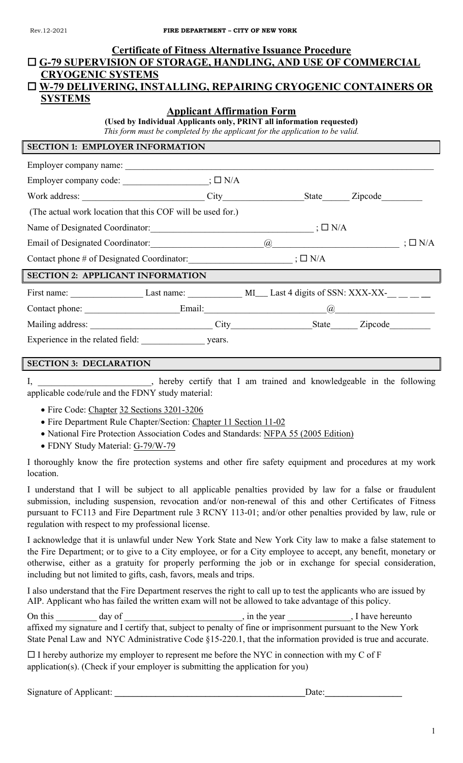Rev.12-2021

**FIRE DEPARTMENT – CITY OF NEW YORK**

## Certificate of Fitness Alternative Issuance Procedure

## ☐ G-79 SUPERVISION OF STORAGE, HANDLING, AND USE OF COMMERCIAL CRYOGENIC SYSTEMS

## ☐ W-79 DELIVERING, INSTALLING, REPAIRING CRYOGENIC CONTAINERS OR SYSTEMS

### Applicant Affirmation Form

**(Used by Individual Applicants only, PRINT all information requested)**

*This form must be completed by the applicant for the application to be valid.*

### SECTION 1: EMPLOYER INFORMATION

Employer company name: ______________________________________________

Employer company code: __________________; ☐ N/A

Work address: ________________________ City________________ State______ Zipcode________

(The actual work location that this COF will be used for.)

Name of Designated Coordinator: ________________________________; ☐ N/A

Email of Designated Coordinator: ______________________@__________________________; ☐ N/A

Contact phone # of Designated Coordinator: ____________________; ☐ N/A

### SECTION 2: APPLICANT INFORMATION

First name: _______________ Last name: ____________ MI___ Last 4 digits of SSN: XXX-XX-__ __ __ __

Contact phone: ___________________ Email: ______________________@____________________

Mailing address: ________________________ City________________ State______ Zipcode________

Experience in the related field: ______________ years.

### SECTION 3: DECLARATION

I, ________________________, hereby certify that I am trained and knowledgeable in the following applicable code/rule and the FDNY study material:

- Fire Code: Chapter 32 Sections 3201-3206
- Fire Department Rule Chapter/Section: Chapter 11 Section 11-02
- National Fire Protection Association Codes and Standards: NFPA 55 (2005 Edition)
- FDNY Study Material: G-79/W-79

I thoroughly know the fire protection systems and other fire safety equipment and procedures at my work location.

I understand that I will be subject to all applicable penalties provided by law for a false or fraudulent submission, including suspension, revocation and/or non-renewal of this and other Certificates of Fitness pursuant to FC113 and Fire Department rule 3 RCNY 113-01; and/or other penalties provided by law, rule or regulation with respect to my professional license.

I acknowledge that it is unlawful under New York State and New York City law to make a false statement to the Fire Department; or to give to a City employee, or for a City employee to accept, any benefit, monetary or otherwise, either as a gratuity for properly performing the job or in exchange for special consideration, including but not limited to gifts, cash, favors, meals and trips.

I also understand that the Fire Department reserves the right to call up to test the applicants who are issued by AIP. Applicant who has failed the written exam will not be allowed to take advantage of this policy.

On this _________ day of _________________________, in the year _____________, I have hereunto affixed my signature and I certify that, subject to penalty of fine or imprisonment pursuant to the New York State Penal Law and NYC Administrative Code §15-220.1, that the information provided is true and accurate.

☐ I hereby authorize my employer to represent me before the NYC in connection with my C of F application(s). (Check if your employer is submitting the application for you)

Signature of Applicant: ________________________________________ Date: ________________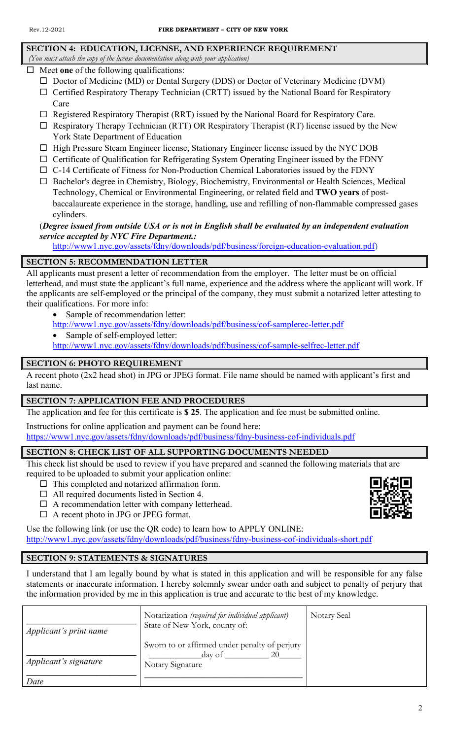## SECTION 4: EDUCATION, LICENSE, AND EXPERIENCE REQUIREMENT

*(You must attach the copy of the license documentation along with your application)*

- ☐ Meet **one** of the following qualifications:
  - ☐ Doctor of Medicine (MD) or Dental Surgery (DDS) or Doctor of Veterinary Medicine (DVM)
  - ☐ Certified Respiratory Therapy Technician (CRTT) issued by the National Board for Respiratory Care
  - ☐ Registered Respiratory Therapist (RRT) issued by the National Board for Respiratory Care.
  - ☐ Respiratory Therapy Technician (RTT) OR Respiratory Therapist (RT) license issued by the New York State Department of Education
  - ☐ High Pressure Steam Engineer license, Stationary Engineer license issued by the NYC DOB
  - ☐ Certificate of Qualification for Refrigerating System Operating Engineer issued by the FDNY
  - ☐ C-14 Certificate of Fitness for Non-Production Chemical Laboratories issued by the FDNY
  - ☐ Bachelor's degree in Chemistry, Biology, Biochemistry, Environmental or Health Sciences, Medical Technology, Chemical or Environmental Engineering, or related field and **TWO years** of post-baccalaureate experience in the storage, handling, use and refilling of non-flammable compressed gases cylinders.

(***Degree issued from outside USA or is not in English shall be evaluated by an independent evaluation service accepted by NYC Fire Department.:*** http://www1.nyc.gov/assets/fdny/downloads/pdf/business/foreign-education-evaluation.pdf)

## SECTION 5: RECOMMENDATION LETTER

All applicants must present a letter of recommendation from the employer. The letter must be on official letterhead, and must state the applicant's full name, experience and the address where the applicant will work. If the applicants are self-employed or the principal of the company, they must submit a notarized letter attesting to their qualifications. For more info:

- Sample of recommendation letter:
  http://www1.nyc.gov/assets/fdny/downloads/pdf/business/cof-samplerec-letter.pdf
- Sample of self-employed letter:
  http://www1.nyc.gov/assets/fdny/downloads/pdf/business/cof-sample-selfrec-letter.pdf

## SECTION 6: PHOTO REQUIREMENT

A recent photo (2x2 head shot) in JPG or JPEG format. File name should be named with applicant's first and last name.

## SECTION 7: APPLICATION FEE AND PROCEDURES

The application and fee for this certificate is **$ 25**. The application and fee must be submitted online.

Instructions for online application and payment can be found here:
https://www1.nyc.gov/assets/fdny/downloads/pdf/business/fdny-business-cof-individuals.pdf

## SECTION 8: CHECK LIST OF ALL SUPPORTING DOCUMENTS NEEDED

This check list should be used to review if you have prepared and scanned the following materials that are required to be uploaded to submit your application online:

- ☐ This completed and notarized affirmation form.
- ☐ All required documents listed in Section 4.
- ☐ A recommendation letter with company letterhead.
- ☐ A recent photo in JPG or JPEG format.

Use the following link (or use the QR code) to learn how to APPLY ONLINE:
http://www1.nyc.gov/assets/fdny/downloads/pdf/business/fdny-business-cof-individuals-short.pdf

## SECTION 9: STATEMENTS & SIGNATURES

I understand that I am legally bound by what is stated in this application and will be responsible for any false statements or inaccurate information. I hereby solemnly swear under oath and subject to penalty of perjury that the information provided by me in this application is true and accurate to the best of my knowledge.

| | | |
|---|---|---|
| ______________________ *Applicant's print name* | Notarization *(required for individual applicant)* State of New York, county of: | Notary Seal |
| ______________________ *Applicant's signature* | Sworn to or affirmed under penalty of perjury ___________day of __________ 20_____ Notary Signature | |
| ______________________ *Date* | ________________________________ | |